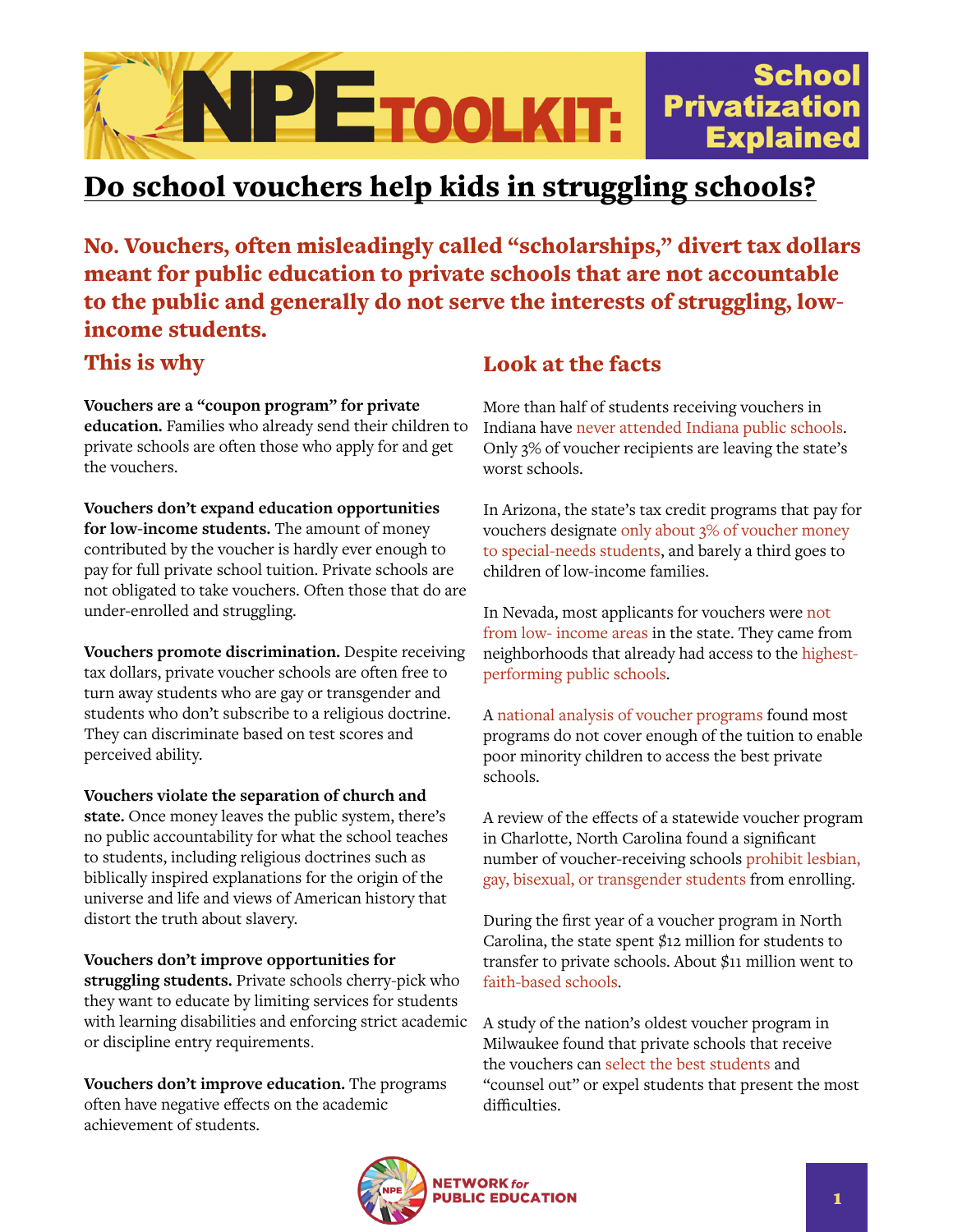# NPE TOOLKIT: School Privatization Explained

## Do school vouchers help kids in struggling schools?

**No. Vouchers, often misleadingly called "scholarships," divert tax dollars meant for public education to private schools that are not accountable to the public and generally do not serve the interests of struggling, low-income students.**

### This is why

**Vouchers are a "coupon program" for private education.** Families who already send their children to private schools are often those who apply for and get the vouchers.

**Vouchers don't expand education opportunities for low-income students.** The amount of money contributed by the voucher is hardly ever enough to pay for full private school tuition. Private schools are not obligated to take vouchers. Often those that do are under-enrolled and struggling.

**Vouchers promote discrimination.** Despite receiving tax dollars, private voucher schools are often free to turn away students who are gay or transgender and students who don't subscribe to a religious doctrine. They can discriminate based on test scores and perceived ability.

**Vouchers violate the separation of church and state.** Once money leaves the public system, there's no public accountability for what the school teaches to students, including religious doctrines such as biblically inspired explanations for the origin of the universe and life and views of American history that distort the truth about slavery.

**Vouchers don't improve opportunities for struggling students.** Private schools cherry-pick who they want to educate by limiting services for students with learning disabilities and enforcing strict academic or discipline entry requirements.

**Vouchers don't improve education.** The programs often have negative effects on the academic achievement of students.

### Look at the facts

More than half of students receiving vouchers in Indiana have never attended Indiana public schools. Only 3% of voucher recipients are leaving the state's worst schools.

In Arizona, the state's tax credit programs that pay for vouchers designate only about 3% of voucher money to special-needs students, and barely a third goes to children of low-income families.

In Nevada, most applicants for vouchers were not from low- income areas in the state. They came from neighborhoods that already had access to the highest-performing public schools.

A national analysis of voucher programs found most programs do not cover enough of the tuition to enable poor minority children to access the best private schools.

A review of the effects of a statewide voucher program in Charlotte, North Carolina found a significant number of voucher-receiving schools prohibit lesbian, gay, bisexual, or transgender students from enrolling.

During the first year of a voucher program in North Carolina, the state spent $12 million for students to transfer to private schools. About $11 million went to faith-based schools.

A study of the nation's oldest voucher program in Milwaukee found that private schools that receive the vouchers can select the best students and "counsel out" or expel students that present the most difficulties.

NETWORK *for* PUBLIC EDUCATION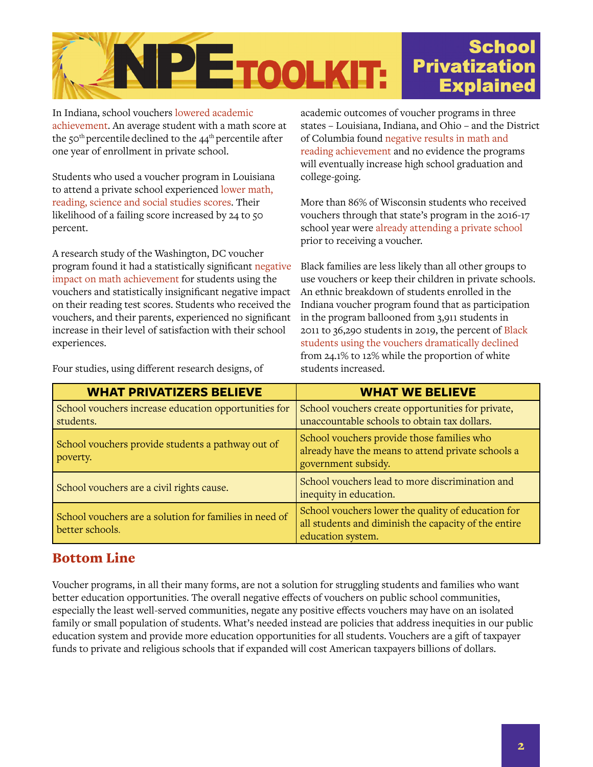# NPE TOOLKIT: School Privatization Explained

In Indiana, school vouchers lowered academic achievement. An average student with a math score at the 50th percentile declined to the 44th percentile after one year of enrollment in private school.

Students who used a voucher program in Louisiana to attend a private school experienced lower math, reading, science and social studies scores. Their likelihood of a failing score increased by 24 to 50 percent.

A research study of the Washington, DC voucher program found it had a statistically significant negative impact on math achievement for students using the vouchers and statistically insignificant negative impact on their reading test scores. Students who received the vouchers, and their parents, experienced no significant increase in their level of satisfaction with their school experiences.

Four studies, using different research designs, of academic outcomes of voucher programs in three states – Louisiana, Indiana, and Ohio – and the District of Columbia found negative results in math and reading achievement and no evidence the programs will eventually increase high school graduation and college-going.

More than 86% of Wisconsin students who received vouchers through that state's program in the 2016-17 school year were already attending a private school prior to receiving a voucher.

Black families are less likely than all other groups to use vouchers or keep their children in private schools. An ethnic breakdown of students enrolled in the Indiana voucher program found that as participation in the program ballooned from 3,911 students in 2011 to 36,290 students in 2019, the percent of Black students using the vouchers dramatically declined from 24.1% to 12% while the proportion of white students increased.

| WHAT PRIVATIZERS BELIEVE | WHAT WE BELIEVE |
| --- | --- |
| School vouchers increase education opportunities for students. | School vouchers create opportunities for private, unaccountable schools to obtain tax dollars. |
| School vouchers provide students a pathway out of poverty. | School vouchers provide those families who already have the means to attend private schools a government subsidy. |
| School vouchers are a civil rights cause. | School vouchers lead to more discrimination and inequity in education. |
| School vouchers are a solution for families in need of better schools. | School vouchers lower the quality of education for all students and diminish the capacity of the entire education system. |

## Bottom Line

Voucher programs, in all their many forms, are not a solution for struggling students and families who want better education opportunities. The overall negative effects of vouchers on public school communities, especially the least well-served communities, negate any positive effects vouchers may have on an isolated family or small population of students. What's needed instead are policies that address inequities in our public education system and provide more education opportunities for all students. Vouchers are a gift of taxpayer funds to private and religious schools that if expanded will cost American taxpayers billions of dollars.